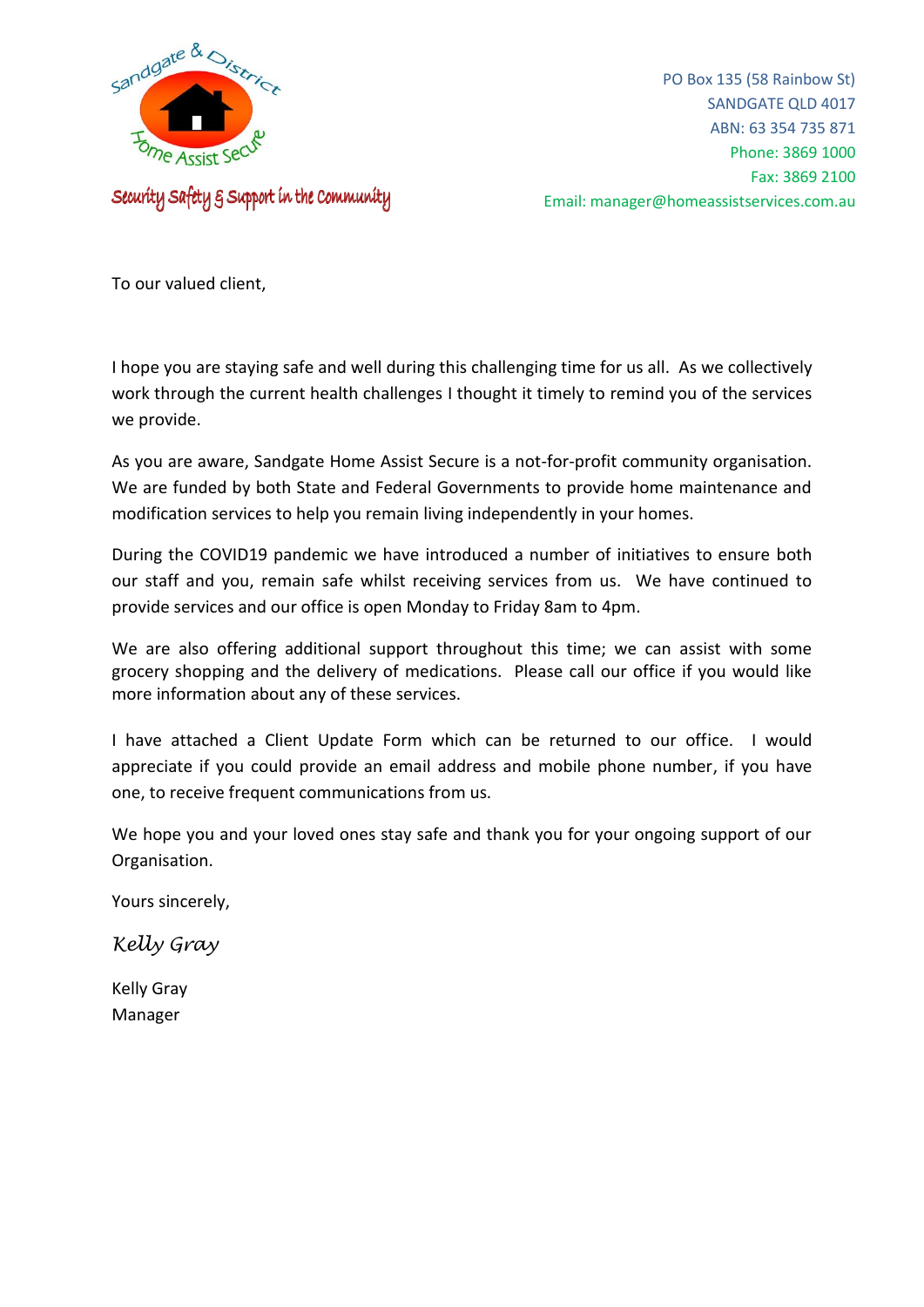Sandgate & District Home Assist Secure

Security Safety & Support in the Community

PO Box 135 (58 Rainbow St)
SANDGATE QLD 4017
ABN: 63 354 735 871
Phone: 3869 1000
Fax: 3869 2100
Email: manager@homeassistservices.com.au

To our valued client,

I hope you are staying safe and well during this challenging time for us all. As we collectively work through the current health challenges I thought it timely to remind you of the services we provide.

As you are aware, Sandgate Home Assist Secure is a not-for-profit community organisation. We are funded by both State and Federal Governments to provide home maintenance and modification services to help you remain living independently in your homes.

During the COVID19 pandemic we have introduced a number of initiatives to ensure both our staff and you, remain safe whilst receiving services from us. We have continued to provide services and our office is open Monday to Friday 8am to 4pm.

We are also offering additional support throughout this time; we can assist with some grocery shopping and the delivery of medications. Please call our office if you would like more information about any of these services.

I have attached a Client Update Form which can be returned to our office. I would appreciate if you could provide an email address and mobile phone number, if you have one, to receive frequent communications from us.

We hope you and your loved ones stay safe and thank you for your ongoing support of our Organisation.

Yours sincerely,

*Kelly Gray*

Kelly Gray
Manager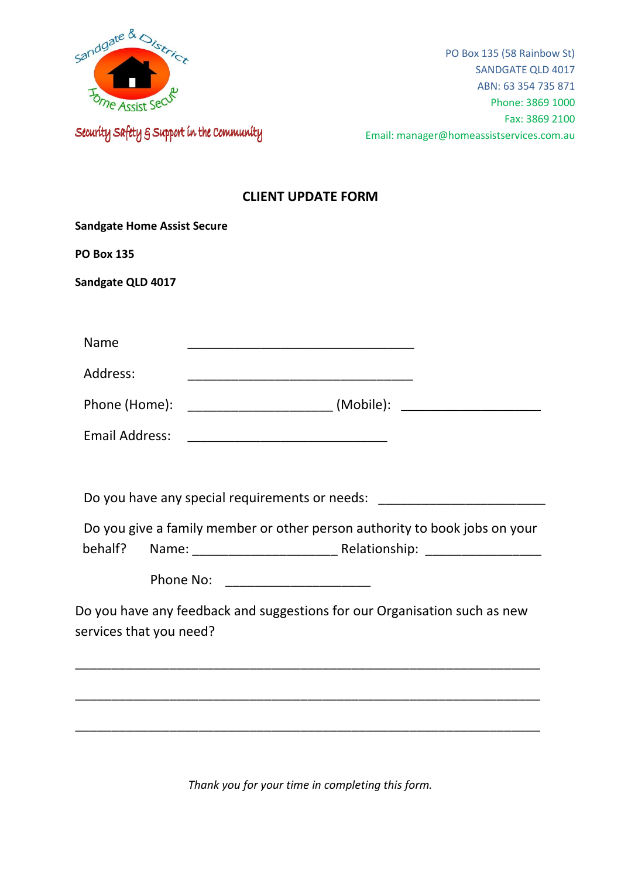Sandgate & District Home Assist Secure

Security Safety & Support in the Community

PO Box 135 (58 Rainbow St)
SANDGATE QLD 4017
ABN: 63 354 735 871
Phone: 3869 1000
Fax: 3869 2100
Email: manager@homeassistservices.com.au

# CLIENT UPDATE FORM

**Sandgate Home Assist Secure**

**PO Box 135**

**Sandgate QLD 4017**

Name ________________________________

Address: ________________________________

Phone (Home): ____________________ (Mobile): ____________________

Email Address: ____________________________

Do you have any special requirements or needs: _______________________

Do you give a family member or other person authority to book jobs on your behalf? Name: ____________________ Relationship: ________________

Phone No: ____________________

Do you have any feedback and suggestions for our Organisation such as new services that you need?

_________________________________________________________________

_________________________________________________________________

_________________________________________________________________

*Thank you for your time in completing this form.*